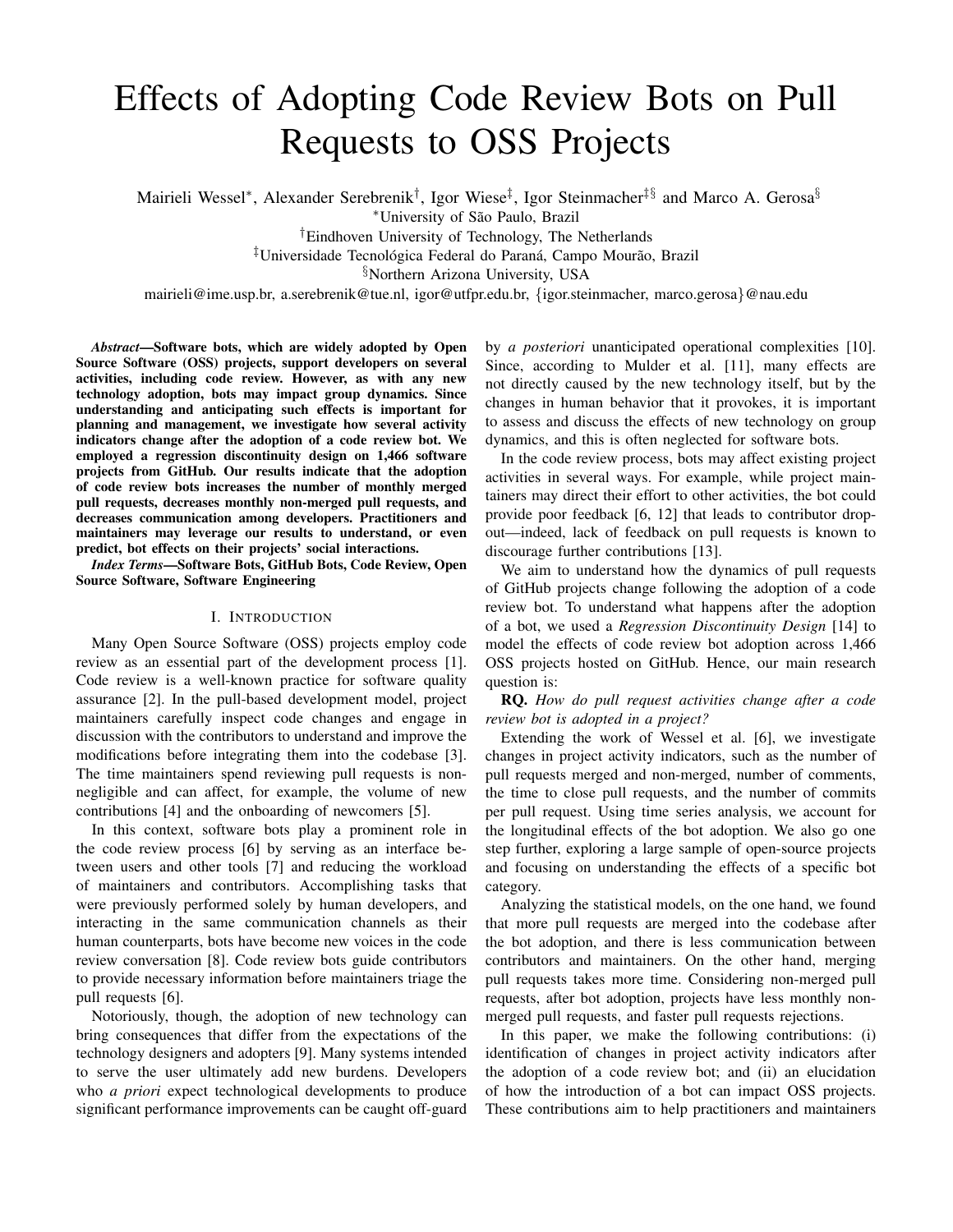# Effects of Adopting Code Review Bots on Pull Requests to OSS Projects

Mairieli Wessel[*], Alexander Serebrenik[†], Igor Wiese[‡], Igor Steinmacher[‡§] and Marco A. Gerosa[§]

[*]University of São Paulo, Brazil

[†]Eindhoven University of Technology, The Netherlands

[‡]Universidade Tecnológica Federal do Paraná, Campo Mourão, Brazil

[§]Northern Arizona University, USA

mairieli@ime.usp.br, a.serebrenik@tue.nl, igor@utfpr.edu.br, {igor.steinmacher, marco.gerosa}@nau.edu

***Abstract*—Software bots, which are widely adopted by Open Source Software (OSS) projects, support developers on several activities, including code review. However, as with any new technology adoption, bots may impact group dynamics. Since understanding and anticipating such effects is important for planning and management, we investigate how several activity indicators change after the adoption of a code review bot. We employed a regression discontinuity design on 1,466 software projects from GitHub. Our results indicate that the adoption of code review bots increases the number of monthly merged pull requests, decreases monthly non-merged pull requests, and decreases communication among developers. Practitioners and maintainers may leverage our results to understand, or even predict, bot effects on their projects' social interactions.**

***Index Terms*—Software Bots, GitHub Bots, Code Review, Open Source Software, Software Engineering**

## I. Introduction

Many Open Source Software (OSS) projects employ code review as an essential part of the development process [1]. Code review is a well-known practice for software quality assurance [2]. In the pull-based development model, project maintainers carefully inspect code changes and engage in discussion with the contributors to understand and improve the modifications before integrating them into the codebase [3]. The time maintainers spend reviewing pull requests is non-negligible and can affect, for example, the volume of new contributions [4] and the onboarding of newcomers [5].

In this context, software bots play a prominent role in the code review process [6] by serving as an interface between users and other tools [7] and reducing the workload of maintainers and contributors. Accomplishing tasks that were previously performed solely by human developers, and interacting in the same communication channels as their human counterparts, bots have become new voices in the code review conversation [8]. Code review bots guide contributors to provide necessary information before maintainers triage the pull requests [6].

Notoriously, though, the adoption of new technology can bring consequences that differ from the expectations of the technology designers and adopters [9]. Many systems intended to serve the user ultimately add new burdens. Developers who *a priori* expect technological developments to produce significant performance improvements can be caught off-guard by *a posteriori* unanticipated operational complexities [10]. Since, according to Mulder et al. [11], many effects are not directly caused by the new technology itself, but by the changes in human behavior that it provokes, it is important to assess and discuss the effects of new technology on group dynamics, and this is often neglected for software bots.

In the code review process, bots may affect existing project activities in several ways. For example, while project maintainers may direct their effort to other activities, the bot could provide poor feedback [6, 12] that leads to contributor drop-out—indeed, lack of feedback on pull requests is known to discourage further contributions [13].

We aim to understand how the dynamics of pull requests of GitHub projects change following the adoption of a code review bot. To understand what happens after the adoption of a bot, we used a *Regression Discontinuity Design* [14] to model the effects of code review bot adoption across 1,466 OSS projects hosted on GitHub. Hence, our main research question is:

**RQ.** *How do pull request activities change after a code review bot is adopted in a project?*

Extending the work of Wessel et al. [6], we investigate changes in project activity indicators, such as the number of pull requests merged and non-merged, number of comments, the time to close pull requests, and the number of commits per pull request. Using time series analysis, we account for the longitudinal effects of the bot adoption. We also go one step further, exploring a large sample of open-source projects and focusing on understanding the effects of a specific bot category.

Analyzing the statistical models, on the one hand, we found that more pull requests are merged into the codebase after the bot adoption, and there is less communication between contributors and maintainers. On the other hand, merging pull requests takes more time. Considering non-merged pull requests, after bot adoption, projects have less monthly non-merged pull requests, and faster pull requests rejections.

In this paper, we make the following contributions: (i) identification of changes in project activity indicators after the adoption of a code review bot; and (ii) an elucidation of how the introduction of a bot can impact OSS projects. These contributions aim to help practitioners and maintainers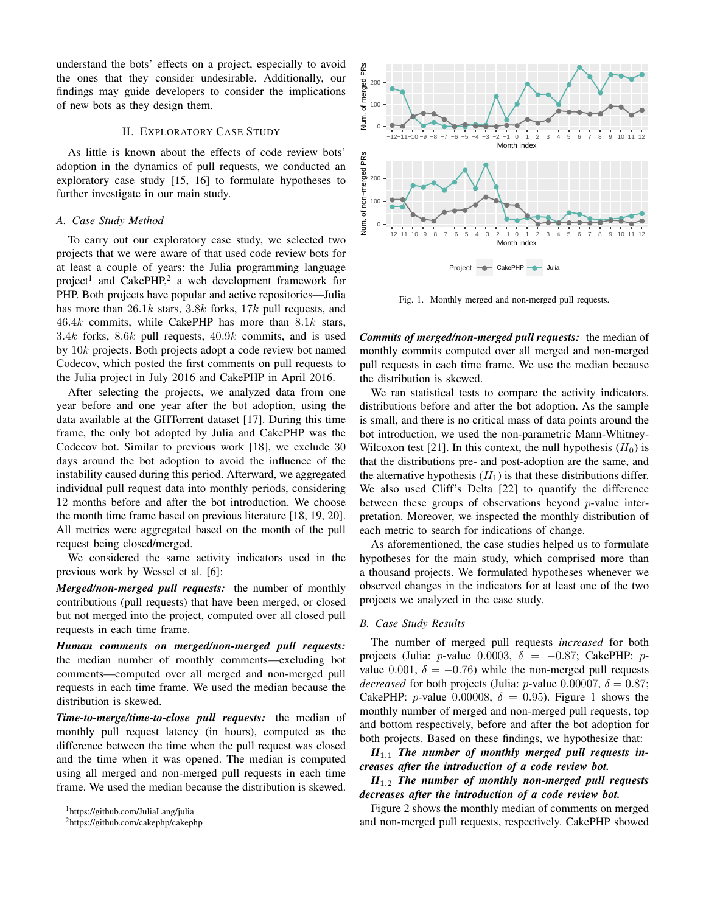understand the bots' effects on a project, especially to avoid the ones that they consider undesirable. Additionally, our findings may guide developers to consider the implications of new bots as they design them.

## II. Exploratory Case Study

As little is known about the effects of code review bots' adoption in the dynamics of pull requests, we conducted an exploratory case study [15, 16] to formulate hypotheses to further investigate in our main study.

### A. Case Study Method

To carry out our exploratory case study, we selected two projects that we were aware of that used code review bots for at least a couple of years: the Julia programming language project[1] and CakePHP,[2] a web development framework for PHP. Both projects have popular and active repositories—Julia has more than $26.1k$ stars, $3.8k$ forks, $17k$ pull requests, and $46.4k$ commits, while CakePHP has more than $8.1k$ stars, $3.4k$ forks, $8.6k$ pull requests, $40.9k$ commits, and is used by $10k$ projects. Both projects adopt a code review bot named Codecov, which posted the first comments on pull requests to the Julia project in July 2016 and CakePHP in April 2016.

After selecting the projects, we analyzed data from one year before and one year after the bot adoption, using the data available at the GHTorrent dataset [17]. During this time frame, the only bot adopted by Julia and CakePHP was the Codecov bot. Similar to previous work [18], we exclude 30 days around the bot adoption to avoid the influence of the instability caused during this period. Afterward, we aggregated individual pull request data into monthly periods, considering 12 months before and after the bot introduction. We choose the month time frame based on previous literature [18, 19, 20]. All metrics were aggregated based on the month of the pull request being closed/merged.

We considered the same activity indicators used in the previous work by Wessel et al. [6]:

***Merged/non-merged pull requests:*** the number of monthly contributions (pull requests) that have been merged, or closed but not merged into the project, computed over all closed pull requests in each time frame.

***Human comments on merged/non-merged pull requests:*** the median number of monthly comments—excluding bot comments—computed over all merged and non-merged pull requests in each time frame. We used the median because the distribution is skewed.

***Time-to-merge/time-to-close pull requests:*** the median of monthly pull request latency (in hours), computed as the difference between the time when the pull request was closed and the time when it was opened. The median is computed using all merged and non-merged pull requests in each time frame. We used the median because the distribution is skewed.

[1] https://github.com/JuliaLang/julia

[2] https://github.com/cakephp/cakephp

Num. of merged PRs
200
100
0
−12 −11 −10 −9 −8 −7 −6 −5 −4 −3 −2 −1 0 1 2 3 4 5 6 7 8 9 10 11 12
Month index

Num. of non−merged PRs
200
100
0
−12 −11 −10 −9 −8 −7 −6 −5 −4 −3 −2 −1 0 1 2 3 4 5 6 7 8 9 10 11 12
Month index

Project — CakePHP — Julia

Fig. 1. Monthly merged and non-merged pull requests.

***Commits of merged/non-merged pull requests:*** the median of monthly commits computed over all merged and non-merged pull requests in each time frame. We use the median because the distribution is skewed.

We ran statistical tests to compare the activity indicators. distributions before and after the bot adoption. As the sample is small, and there is no critical mass of data points around the bot introduction, we used the non-parametric Mann-Whitney-Wilcoxon test [21]. In this context, the null hypothesis ($H_0$) is that the distributions pre- and post-adoption are the same, and the alternative hypothesis ($H_1$) is that these distributions differ. We also used Cliff's Delta [22] to quantify the difference between these groups of observations beyond $p$-value interpretation. Moreover, we inspected the monthly distribution of each metric to search for indications of change.

As aforementioned, the case studies helped us to formulate hypotheses for the main study, which comprised more than a thousand projects. We formulated hypotheses whenever we observed changes in the indicators for at least one of the two projects we analyzed in the case study.

### B. Case Study Results

The number of merged pull requests *increased* for both projects (Julia: $p$-value $0.0003$, $\delta = -0.87$; CakePHP: $p$-value $0.001$, $\delta = -0.76$) while the non-merged pull requests *decreased* for both projects (Julia: $p$-value $0.00007$, $\delta = 0.87$; CakePHP: $p$-value $0.00008$, $\delta = 0.95$). Figure 1 shows the monthly number of merged and non-merged pull requests, top and bottom respectively, before and after the bot adoption for both projects. Based on these findings, we hypothesize that:

***$H_{1.1}$ The number of monthly merged pull requests increases after the introduction of a code review bot.***

***$H_{1.2}$ The number of monthly non-merged pull requests decreases after the introduction of a code review bot.***

Figure 2 shows the monthly median of comments on merged and non-merged pull requests, respectively. CakePHP showed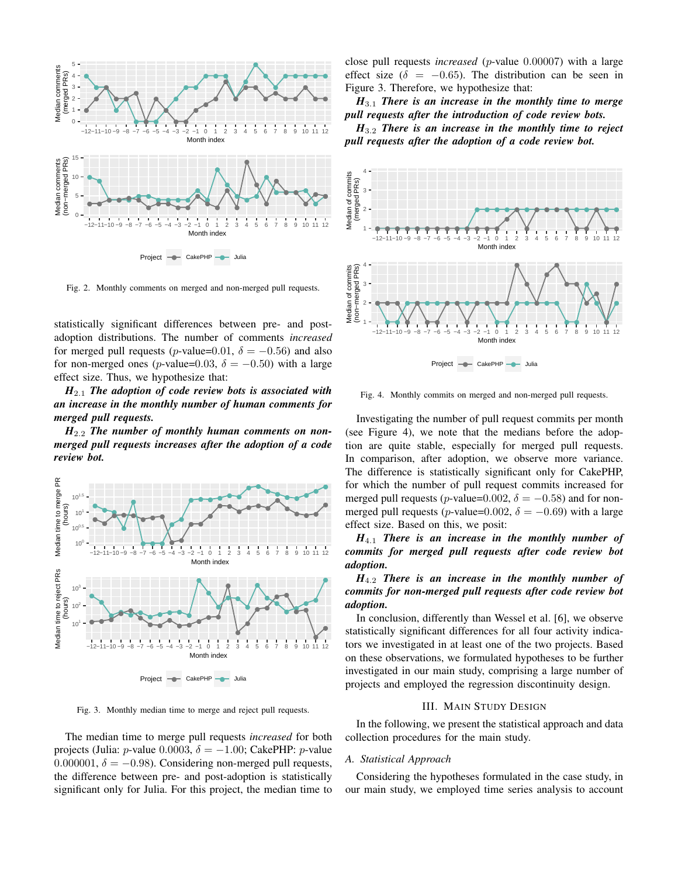Median comments (merged PRs)
5
4
3
2
1
0
−12−11−10 −9 −8 −7 −6 −5 −4 −3 −2 −1 0 1 2 3 4 5 6 7 8 9 10 11 12
Month index

Median comments (non−merged PRs)
15
10
5
0
−12−11−10 −9 −8 −7 −6 −5 −4 −3 −2 −1 0 1 2 3 4 5 6 7 8 9 10 11 12
Month index

Project CakePHP Julia

Fig. 2. Monthly comments on merged and non-merged pull requests.

statistically significant differences between pre- and post-adoption distributions. The number of comments *increased* for merged pull requests ($p$-value=0.01, $\delta = -0.56$) and also for non-merged ones ($p$-value=0.03, $\delta = -0.50$) with a large effect size. Thus, we hypothesize that:

***$H_{2.1}$ The adoption of code review bots is associated with an increase in the monthly number of human comments for merged pull requests.***

***$H_{2.2}$ The number of monthly human comments on non-merged pull requests increases after the adoption of a code review bot.***

Median time to merge PR (hours)
$10^{1.5}$
$10^{1}$
$10^{0.5}$
$10^{0}$
−12−11−10 −9 −8 −7 −6 −5 −4 −3 −2 −1 0 1 2 3 4 5 6 7 8 9 10 11 12
Month index

Median time to reject PRs (hours)
$10^{3}$
$10^{2}$
$10^{1}$
−12−11−10 −9 −8 −7 −6 −5 −4 −3 −2 −1 0 1 2 3 4 5 6 7 8 9 10 11 12
Month index

Project CakePHP Julia

Fig. 3. Monthly median time to merge and reject pull requests.

The median time to merge pull requests *increased* for both projects (Julia: $p$-value 0.0003, $\delta = -1.00$; CakePHP: $p$-value 0.000001, $\delta = -0.98$). Considering non-merged pull requests, the difference between pre- and post-adoption is statistically significant only for Julia. For this project, the median time to close pull requests *increased* ($p$-value 0.00007) with a large effect size ($\delta = -0.65$). The distribution can be seen in Figure 3. Therefore, we hypothesize that:

***$H_{3.1}$ There is an increase in the monthly time to merge pull requests after the introduction of code review bots.***

***$H_{3.2}$ There is an increase in the monthly time to reject pull requests after the adoption of a code review bot.***

Median of commits (merged PRs)
4
3
2
1
−12−11−10 −9 −8 −7 −6 −5 −4 −3 −2 −1 0 1 2 3 4 5 6 7 8 9 10 11 12
Month index

Median of commits (non−merged PRs)
4
3
2
1
−12−11−10 −9 −8 −7 −6 −5 −4 −3 −2 −1 0 1 2 3 4 5 6 7 8 9 10 11 12
Month index

Project CakePHP Julia

Fig. 4. Monthly commits on merged and non-merged pull requests.

Investigating the number of pull request commits per month (see Figure 4), we note that the medians before the adoption are quite stable, especially for merged pull requests. In comparison, after adoption, we observe more variance. The difference is statistically significant only for CakePHP, for which the number of pull request commits increased for merged pull requests ($p$-value=0.002, $\delta = -0.58$) and for non-merged pull requests ($p$-value=0.002, $\delta = -0.69$) with a large effect size. Based on this, we posit:

***$H_{4.1}$ There is an increase in the monthly number of commits for merged pull requests after code review bot adoption.***

***$H_{4.2}$ There is an increase in the monthly number of commits for non-merged pull requests after code review bot adoption.***

In conclusion, differently than Wessel et al. [6], we observe statistically significant differences for all four activity indicators we investigated in at least one of the two projects. Based on these observations, we formulated hypotheses to be further investigated in our main study, comprising a large number of projects and employed the regression discontinuity design.

## III. Main Study Design

In the following, we present the statistical approach and data collection procedures for the main study.

### A. Statistical Approach

Considering the hypotheses formulated in the case study, in our main study, we employed time series analysis to account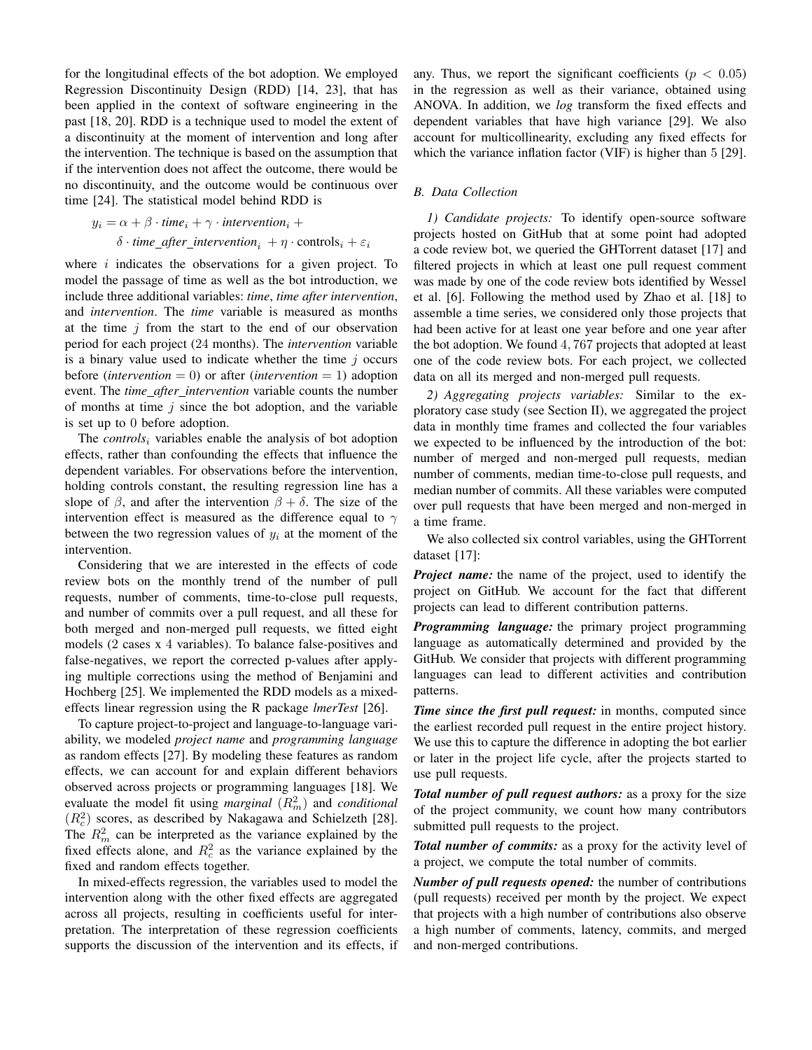for the longitudinal effects of the bot adoption. We employed Regression Discontinuity Design (RDD) [14, 23], that has been applied in the context of software engineering in the past [18, 20]. RDD is a technique used to model the extent of a discontinuity at the moment of intervention and long after the intervention. The technique is based on the assumption that if the intervention does not affect the outcome, there would be no discontinuity, and the outcome would be continuous over time [24]. The statistical model behind RDD is

$$y_i = \alpha + \beta \cdot \textit{time}_i + \gamma \cdot \textit{intervention}_i + \delta \cdot \textit{time\_after\_intervention}_i + \eta \cdot \text{controls}_i + \varepsilon_i$$

where $i$ indicates the observations for a given project. To model the passage of time as well as the bot introduction, we include three additional variables: *time*, *time after intervention*, and *intervention*. The *time* variable is measured as months at the time $j$ from the start to the end of our observation period for each project (24 months). The *intervention* variable is a binary value used to indicate whether the time $j$ occurs before (*intervention* $= 0$) or after (*intervention* $= 1$) adoption event. The *time_after_intervention* variable counts the number of months at time $j$ since the bot adoption, and the variable is set up to 0 before adoption.

The $\textit{controls}_i$ variables enable the analysis of bot adoption effects, rather than confounding the effects that influence the dependent variables. For observations before the intervention, holding controls constant, the resulting regression line has a slope of $\beta$, and after the intervention $\beta + \delta$. The size of the intervention effect is measured as the difference equal to $\gamma$ between the two regression values of $y_i$ at the moment of the intervention.

Considering that we are interested in the effects of code review bots on the monthly trend of the number of pull requests, number of comments, time-to-close pull requests, and number of commits over a pull request, and all these for both merged and non-merged pull requests, we fitted eight models (2 cases x 4 variables). To balance false-positives and false-negatives, we report the corrected p-values after applying multiple corrections using the method of Benjamini and Hochberg [25]. We implemented the RDD models as a mixed-effects linear regression using the R package *lmerTest* [26].

To capture project-to-project and language-to-language variability, we modeled *project name* and *programming language* as random effects [27]. By modeling these features as random effects, we can account for and explain different behaviors observed across projects or programming languages [18]. We evaluate the model fit using *marginal* ($R^2_m$) and *conditional* ($R^2_c$) scores, as described by Nakagawa and Schielzeth [28]. The $R^2_m$ can be interpreted as the variance explained by the fixed effects alone, and $R^2_c$ as the variance explained by the fixed and random effects together.

In mixed-effects regression, the variables used to model the intervention along with the other fixed effects are aggregated across all projects, resulting in coefficients useful for interpretation. The interpretation of these regression coefficients supports the discussion of the intervention and its effects, if any. Thus, we report the significant coefficients ($p < 0.05$) in the regression as well as their variance, obtained using ANOVA. In addition, we *log* transform the fixed effects and dependent variables that have high variance [29]. We also account for multicollinearity, excluding any fixed effects for which the variance inflation factor (VIF) is higher than 5 [29].

### B. Data Collection

*1) Candidate projects:* To identify open-source software projects hosted on GitHub that at some point had adopted a code review bot, we queried the GHTorrent dataset [17] and filtered projects in which at least one pull request comment was made by one of the code review bots identified by Wessel et al. [6]. Following the method used by Zhao et al. [18] to assemble a time series, we considered only those projects that had been active for at least one year before and one year after the bot adoption. We found 4,767 projects that adopted at least one of the code review bots. For each project, we collected data on all its merged and non-merged pull requests.

*2) Aggregating projects variables:* Similar to the exploratory case study (see Section II), we aggregated the project data in monthly time frames and collected the four variables we expected to be influenced by the introduction of the bot: number of merged and non-merged pull requests, median number of comments, median time-to-close pull requests, and median number of commits. All these variables were computed over pull requests that have been merged and non-merged in a time frame.

We also collected six control variables, using the GHTorrent dataset [17]:

***Project name:*** the name of the project, used to identify the project on GitHub. We account for the fact that different projects can lead to different contribution patterns.

***Programming language:*** the primary project programming language as automatically determined and provided by the GitHub. We consider that projects with different programming languages can lead to different activities and contribution patterns.

***Time since the first pull request:*** in months, computed since the earliest recorded pull request in the entire project history. We use this to capture the difference in adopting the bot earlier or later in the project life cycle, after the projects started to use pull requests.

***Total number of pull request authors:*** as a proxy for the size of the project community, we count how many contributors submitted pull requests to the project.

***Total number of commits:*** as a proxy for the activity level of a project, we compute the total number of commits.

***Number of pull requests opened:*** the number of contributions (pull requests) received per month by the project. We expect that projects with a high number of contributions also observe a high number of comments, latency, commits, and merged and non-merged contributions.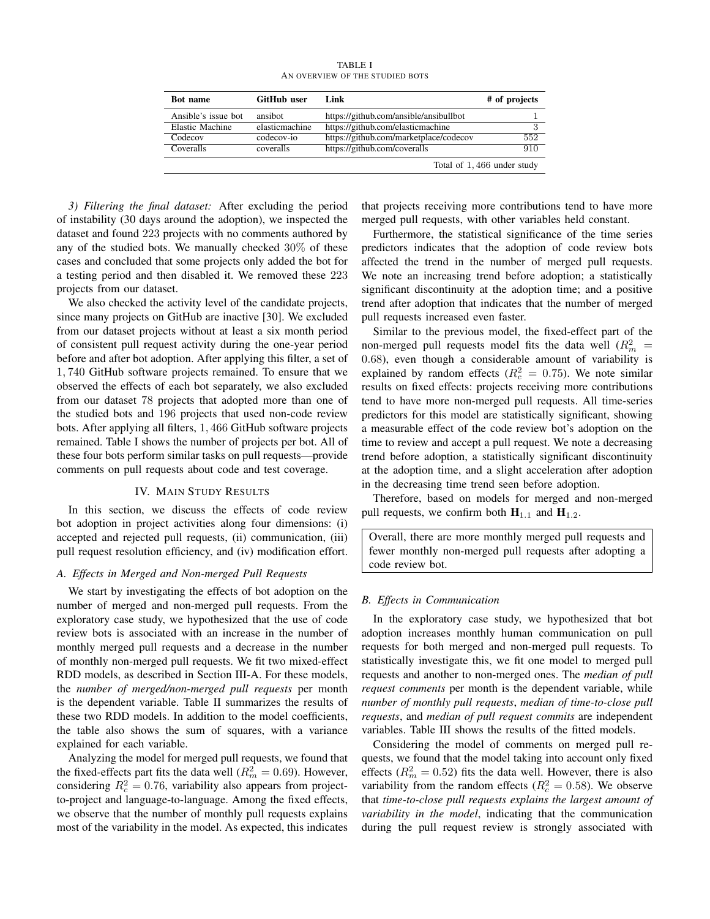TABLE I
AN OVERVIEW OF THE STUDIED BOTS

| Bot name | GitHub user | Link | # of projects |
| --- | --- | --- | --- |
| Ansible's issue bot | ansibot | https://github.com/ansible/ansibullbot | 1 |
| Elastic Machine | elasticmachine | https://github.com/elasticmachine | 3 |
| Codecov | codecov-io | https://github.com/marketplace/codecov | 552 |
| Coveralls | coveralls | https://github.com/coveralls | 910 |
| | | | Total of 1,466 under study |

*3) Filtering the final dataset:* After excluding the period of instability (30 days around the adoption), we inspected the dataset and found 223 projects with no comments authored by any of the studied bots. We manually checked 30% of these cases and concluded that some projects only added the bot for a testing period and then disabled it. We removed these 223 projects from our dataset.

We also checked the activity level of the candidate projects, since many projects on GitHub are inactive [30]. We excluded from our dataset projects without at least a six month period of consistent pull request activity during the one-year period before and after bot adoption. After applying this filter, a set of 1,740 GitHub software projects remained. To ensure that we observed the effects of each bot separately, we also excluded from our dataset 78 projects that adopted more than one of the studied bots and 196 projects that used non-code review bots. After applying all filters, 1,466 GitHub software projects remained. Table I shows the number of projects per bot. All of these four bots perform similar tasks on pull requests—provide comments on pull requests about code and test coverage.

## IV. MAIN STUDY RESULTS

In this section, we discuss the effects of code review bot adoption in project activities along four dimensions: (i) accepted and rejected pull requests, (ii) communication, (iii) pull request resolution efficiency, and (iv) modification effort.

### A. Effects in Merged and Non-merged Pull Requests

We start by investigating the effects of bot adoption on the number of merged and non-merged pull requests. From the exploratory case study, we hypothesized that the use of code review bots is associated with an increase in the number of monthly merged pull requests and a decrease in the number of monthly non-merged pull requests. We fit two mixed-effect RDD models, as described in Section III-A. For these models, the *number of merged/non-merged pull requests* per month is the dependent variable. Table II summarizes the results of these two RDD models. In addition to the model coefficients, the table also shows the sum of squares, with a variance explained for each variable.

Analyzing the model for merged pull requests, we found that the fixed-effects part fits the data well ($R^2_m = 0.69$). However, considering $R^2_c = 0.76$, variability also appears from project-to-project and language-to-language. Among the fixed effects, we observe that the number of monthly pull requests explains most of the variability in the model. As expected, this indicates that projects receiving more contributions tend to have more merged pull requests, with other variables held constant.

Furthermore, the statistical significance of the time series predictors indicates that the adoption of code review bots affected the trend in the number of merged pull requests. We note an increasing trend before adoption; a statistically significant discontinuity at the adoption time; and a positive trend after adoption that indicates that the number of merged pull requests increased even faster.

Similar to the previous model, the fixed-effect part of the non-merged pull requests model fits the data well ($R^2_m = 0.68$), even though a considerable amount of variability is explained by random effects ($R^2_c = 0.75$). We note similar results on fixed effects: projects receiving more contributions tend to have more non-merged pull requests. All time-series predictors for this model are statistically significant, showing a measurable effect of the code review bot's adoption on the time to review and accept a pull request. We note a decreasing trend before adoption, a statistically significant discontinuity at the adoption time, and a slight acceleration after adoption in the decreasing time trend seen before adoption.

Therefore, based on models for merged and non-merged pull requests, we confirm both $\mathbf{H}_{1.1}$ and $\mathbf{H}_{1.2}$.

> Overall, there are more monthly merged pull requests and fewer monthly non-merged pull requests after adopting a code review bot.

### B. Effects in Communication

In the exploratory case study, we hypothesized that bot adoption increases monthly human communication on pull requests for both merged and non-merged pull requests. To statistically investigate this, we fit one model to merged pull requests and another to non-merged ones. The *median of pull request comments* per month is the dependent variable, while *number of monthly pull requests*, *median of time-to-close pull requests*, and *median of pull request commits* are independent variables. Table III shows the results of the fitted models.

Considering the model of comments on merged pull requests, we found that the model taking into account only fixed effects ($R^2_m = 0.52$) fits the data well. However, there is also variability from the random effects ($R^2_c = 0.58$). We observe that *time-to-close pull requests explains the largest amount of variability in the model*, indicating that the communication during the pull request review is strongly associated with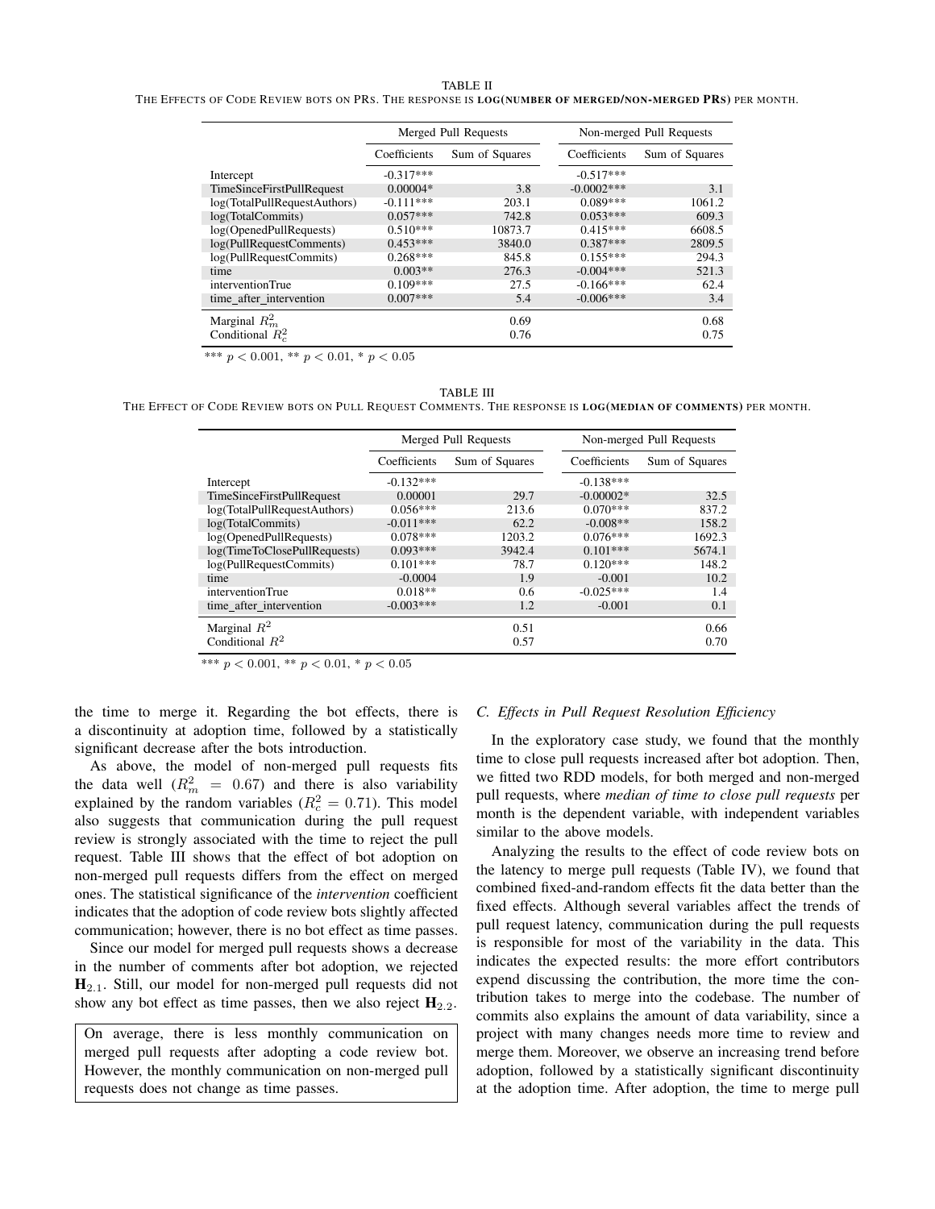TABLE II

THE EFFECTS OF CODE REVIEW BOTS ON PRS. THE RESPONSE IS **LOG(NUMBER OF MERGED/NON-MERGED PRS)** PER MONTH.

| | Merged Pull Requests | | Non-merged Pull Requests | |
|---|---|---|---|---|
| | Coefficients | Sum of Squares | Coefficients | Sum of Squares |
| Intercept | -0.317*** | | -0.517*** | |
| TimeSinceFirstPullRequest | 0.00004* | 3.8 | -0.0002*** | 3.1 |
| log(TotalPullRequestAuthors) | -0.111*** | 203.1 | 0.089*** | 1061.2 |
| log(TotalCommits) | 0.057*** | 742.8 | 0.053*** | 609.3 |
| log(OpenedPullRequests) | 0.510*** | 10873.7 | 0.415*** | 6608.5 |
| log(PullRequestComments) | 0.453*** | 3840.0 | 0.387*** | 2809.5 |
| log(PullRequestCommits) | 0.268*** | 845.8 | 0.155*** | 294.3 |
| time | 0.003** | 276.3 | -0.004*** | 521.3 |
| interventionTrue | 0.109*** | 27.5 | -0.166*** | 62.4 |
| time_after_intervention | 0.007*** | 5.4 | -0.006*** | 3.4 |
| Marginal $R^2_m$ | | 0.69 | | 0.68 |
| Conditional $R^2_c$ | | 0.76 | | 0.75 |

*** $p < 0.001$, ** $p < 0.01$, * $p < 0.05$

TABLE III

THE EFFECT OF CODE REVIEW BOTS ON PULL REQUEST COMMENTS. THE RESPONSE IS **LOG(MEDIAN OF COMMENTS)** PER MONTH.

| | Merged Pull Requests | | Non-merged Pull Requests | |
|---|---|---|---|---|
| | Coefficients | Sum of Squares | Coefficients | Sum of Squares |
| Intercept | -0.132*** | | -0.138*** | |
| TimeSinceFirstPullRequest | 0.00001 | 29.7 | -0.00002* | 32.5 |
| log(TotalPullRequestAuthors) | 0.056*** | 213.6 | 0.070*** | 837.2 |
| log(TotalCommits) | -0.011*** | 62.2 | -0.008** | 158.2 |
| log(OpenedPullRequests) | 0.078*** | 1203.2 | 0.076*** | 1692.3 |
| log(TimeToClosePullRequests) | 0.093*** | 3942.4 | 0.101*** | 5674.1 |
| log(PullRequestCommits) | 0.101*** | 78.7 | 0.120*** | 148.2 |
| time | -0.0004 | 1.9 | -0.001 | 10.2 |
| interventionTrue | 0.018** | 0.6 | -0.025*** | 1.4 |
| time_after_intervention | -0.003*** | 1.2 | -0.001 | 0.1 |
| Marginal $R^2$ | | 0.51 | | 0.66 |
| Conditional $R^2$ | | 0.57 | | 0.70 |

*** $p < 0.001$, ** $p < 0.01$, * $p < 0.05$

the time to merge it. Regarding the bot effects, there is a discontinuity at adoption time, followed by a statistically significant decrease after the bots introduction.

As above, the model of non-merged pull requests fits the data well ($R^2_m = 0.67$) and there is also variability explained by the random variables ($R^2_c = 0.71$). This model also suggests that communication during the pull request review is strongly associated with the time to reject the pull request. Table III shows that the effect of bot adoption on non-merged pull requests differs from the effect on merged ones. The statistical significance of the *intervention* coefficient indicates that the adoption of code review bots slightly affected communication; however, there is no bot effect as time passes.

Since our model for merged pull requests shows a decrease in the number of comments after bot adoption, we rejected $\mathbf{H}_{2.1}$. Still, our model for non-merged pull requests did not show any bot effect as time passes, then we also reject $\mathbf{H}_{2.2}$.

> On average, there is less monthly communication on merged pull requests after adopting a code review bot. However, the monthly communication on non-merged pull requests does not change as time passes.

### C. Effects in Pull Request Resolution Efficiency

In the exploratory case study, we found that the monthly time to close pull requests increased after bot adoption. Then, we fitted two RDD models, for both merged and non-merged pull requests, where *median of time to close pull requests* per month is the dependent variable, with independent variables similar to the above models.

Analyzing the results to the effect of code review bots on the latency to merge pull requests (Table IV), we found that combined fixed-and-random effects fit the data better than the fixed effects. Although several variables affect the trends of pull request latency, communication during the pull requests is responsible for most of the variability in the data. This indicates the expected results: the more effort contributors expend discussing the contribution, the more time the contribution takes to merge into the codebase. The number of commits also explains the amount of data variability, since a project with many changes needs more time to review and merge them. Moreover, we observe an increasing trend before adoption, followed by a statistically significant discontinuity at the adoption time. After adoption, the time to merge pull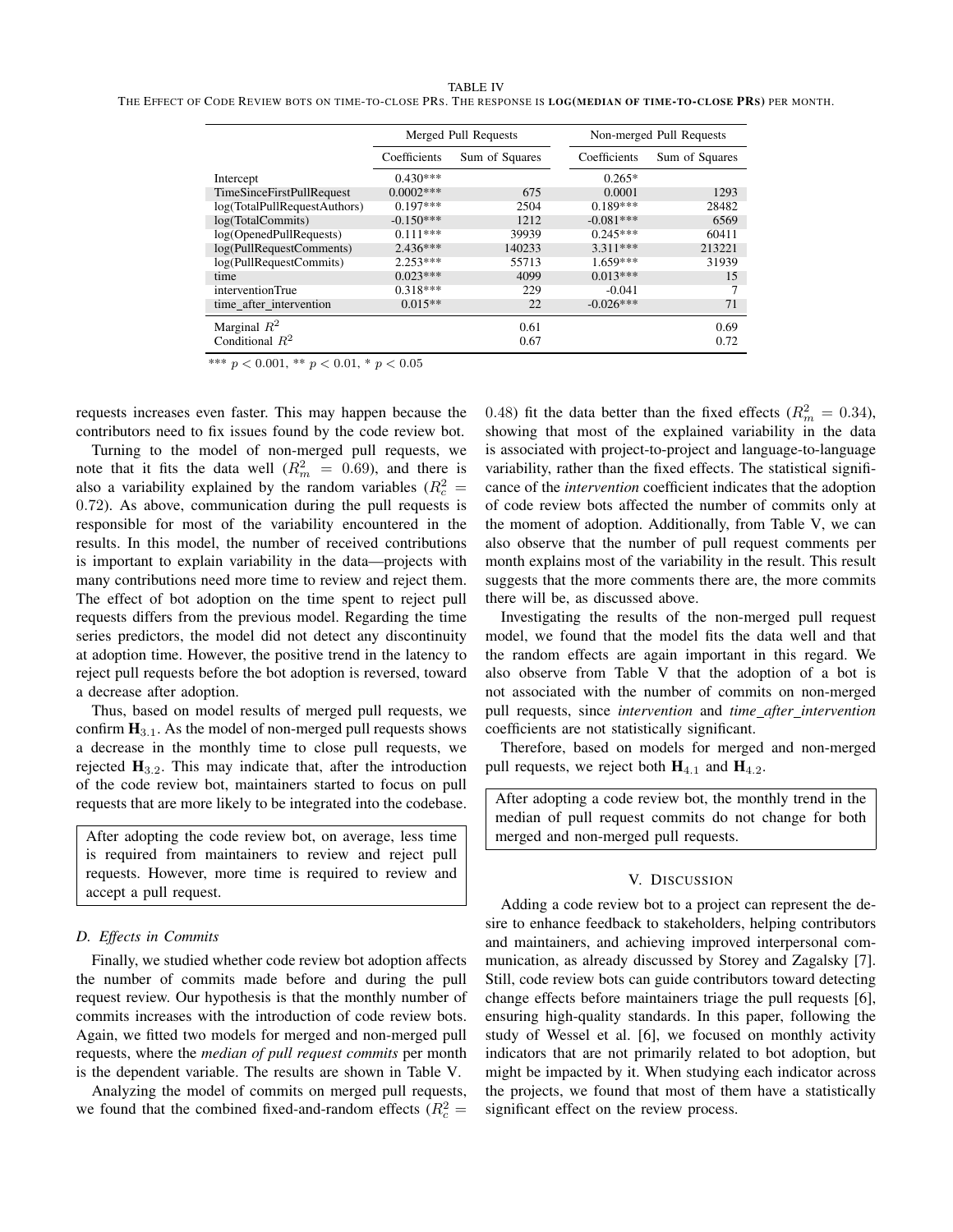TABLE IV

THE EFFECT OF CODE REVIEW BOTS ON TIME-TO-CLOSE PRS. THE RESPONSE IS **LOG(MEDIAN OF TIME-TO-CLOSE PRS)** PER MONTH.

| | Merged Pull Requests | | Non-merged Pull Requests | |
|---|---|---|---|---|
| | Coefficients | Sum of Squares | Coefficients | Sum of Squares |
| Intercept | 0.430*** | | 0.265* | |
| TimeSinceFirstPullRequest | 0.0002*** | 675 | 0.0001 | 1293 |
| log(TotalPullRequestAuthors) | 0.197*** | 2504 | 0.189*** | 28482 |
| log(TotalCommits) | -0.150*** | 1212 | -0.081*** | 6569 |
| log(OpenedPullRequests) | 0.111*** | 39939 | 0.245*** | 60411 |
| log(PullRequestComments) | 2.436*** | 140233 | 3.311*** | 213221 |
| log(PullRequestCommits) | 2.253*** | 55713 | 1.659*** | 31939 |
| time | 0.023*** | 4099 | 0.013*** | 15 |
| interventionTrue | 0.318*** | 229 | -0.041 | 7 |
| time_after_intervention | 0.015** | 22 | -0.026*** | 71 |
| Marginal $R^2$ | | 0.61 | | 0.69 |
| Conditional $R^2$ | | 0.67 | | 0.72 |

*** $p < 0.001$, ** $p < 0.01$, * $p < 0.05$

requests increases even faster. This may happen because the contributors need to fix issues found by the code review bot.

Turning to the model of non-merged pull requests, we note that it fits the data well ($R^2_m = 0.69$), and there is also a variability explained by the random variables ($R^2_c = 0.72$). As above, communication during the pull requests is responsible for most of the variability encountered in the results. In this model, the number of received contributions is important to explain variability in the data—projects with many contributions need more time to review and reject them. The effect of bot adoption on the time spent to reject pull requests differs from the previous model. Regarding the time series predictors, the model did not detect any discontinuity at adoption time. However, the positive trend in the latency to reject pull requests before the bot adoption is reversed, toward a decrease after adoption.

Thus, based on model results of merged pull requests, we confirm $\mathbf{H}_{3.1}$. As the model of non-merged pull requests shows a decrease in the monthly time to close pull requests, we rejected $\mathbf{H}_{3.2}$. This may indicate that, after the introduction of the code review bot, maintainers started to focus on pull requests that are more likely to be integrated into the codebase.

> After adopting the code review bot, on average, less time is required from maintainers to review and reject pull requests. However, more time is required to review and accept a pull request.

### D. Effects in Commits

Finally, we studied whether code review bot adoption affects the number of commits made before and during the pull request review. Our hypothesis is that the monthly number of commits increases with the introduction of code review bots. Again, we fitted two models for merged and non-merged pull requests, where the *median of pull request commits* per month is the dependent variable. The results are shown in Table V.

Analyzing the model of commits on merged pull requests, we found that the combined fixed-and-random effects ($R^2_c = 0.48$) fit the data better than the fixed effects ($R^2_m = 0.34$), showing that most of the explained variability in the data is associated with project-to-project and language-to-language variability, rather than the fixed effects. The statistical significance of the *intervention* coefficient indicates that the adoption of code review bots affected the number of commits only at the moment of adoption. Additionally, from Table V, we can also observe that the number of pull request comments per month explains most of the variability in the result. This result suggests that the more comments there are, the more commits there will be, as discussed above.

Investigating the results of the non-merged pull request model, we found that the model fits the data well and that the random effects are again important in this regard. We also observe from Table V that the adoption of a bot is not associated with the number of commits on non-merged pull requests, since *intervention* and *time_after_intervention* coefficients are not statistically significant.

Therefore, based on models for merged and non-merged pull requests, we reject both $\mathbf{H}_{4.1}$ and $\mathbf{H}_{4.2}$.

> After adopting a code review bot, the monthly trend in the median of pull request commits do not change for both merged and non-merged pull requests.

## V. DISCUSSION

Adding a code review bot to a project can represent the desire to enhance feedback to stakeholders, helping contributors and maintainers, and achieving improved interpersonal communication, as already discussed by Storey and Zagalsky [7]. Still, code review bots can guide contributors toward detecting change effects before maintainers triage the pull requests [6], ensuring high-quality standards. In this paper, following the study of Wessel et al. [6], we focused on monthly activity indicators that are not primarily related to bot adoption, but might be impacted by it. When studying each indicator across the projects, we found that most of them have a statistically significant effect on the review process.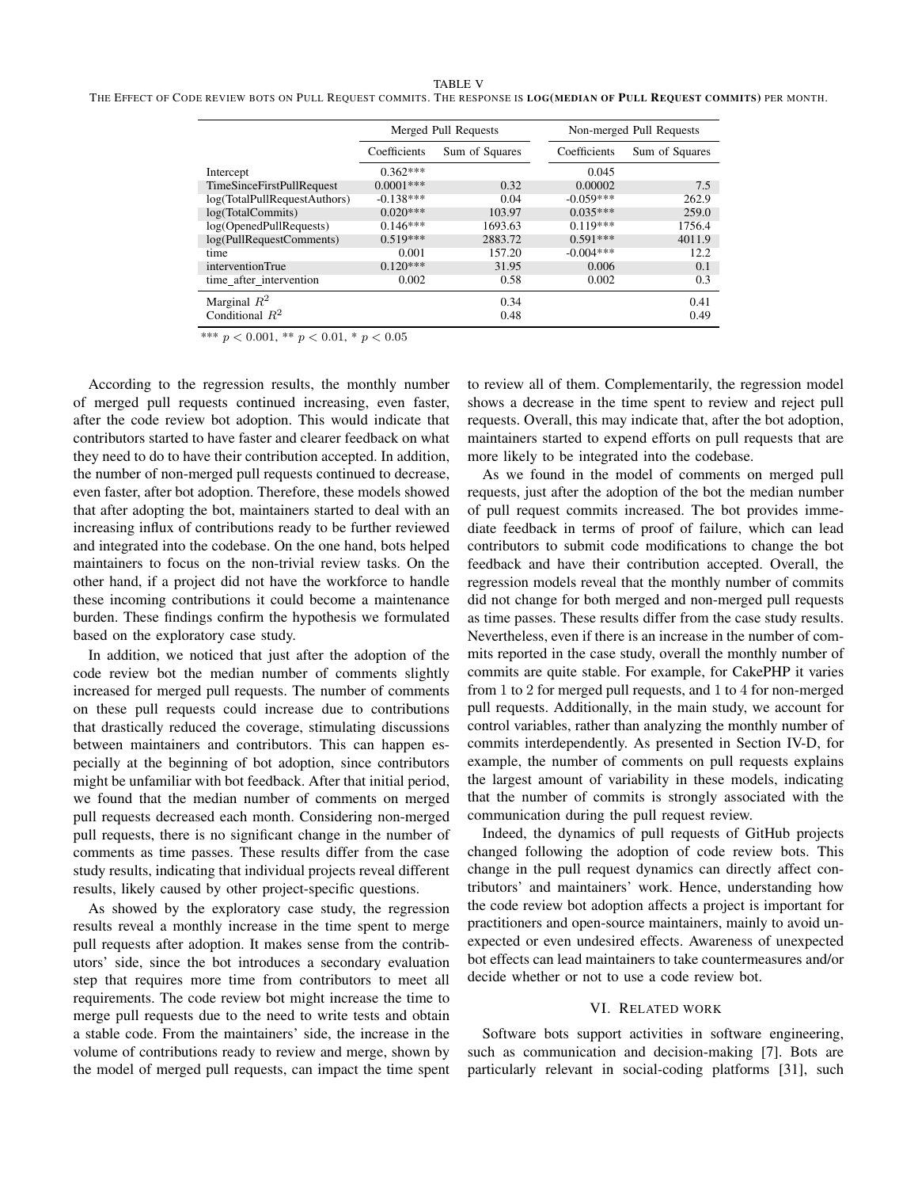TABLE V

THE EFFECT OF CODE REVIEW BOTS ON PULL REQUEST COMMITS. THE RESPONSE IS **LOG(MEDIAN OF PULL REQUEST COMMITS)** PER MONTH.

| | Merged Pull Requests | | Non-merged Pull Requests | |
|---|---|---|---|---|
| | Coefficients | Sum of Squares | Coefficients | Sum of Squares |
| Intercept | 0.362*** | | 0.045 | |
| TimeSinceFirstPullRequest | 0.0001*** | 0.32 | 0.00002 | 7.5 |
| log(TotalPullRequestAuthors) | -0.138*** | 0.04 | -0.059*** | 262.9 |
| log(TotalCommits) | 0.020*** | 103.97 | 0.035*** | 259.0 |
| log(OpenedPullRequests) | 0.146*** | 1693.63 | 0.119*** | 1756.4 |
| log(PullRequestComments) | 0.519*** | 2883.72 | 0.591*** | 4011.9 |
| time | 0.001 | 157.20 | -0.004*** | 12.2 |
| interventionTrue | 0.120*** | 31.95 | 0.006 | 0.1 |
| time_after_intervention | 0.002 | 0.58 | 0.002 | 0.3 |
| Marginal $R^2$ | | 0.34 | | 0.41 |
| Conditional $R^2$ | | 0.48 | | 0.49 |

*** $p < 0.001$, ** $p < 0.01$, * $p < 0.05$

According to the regression results, the monthly number of merged pull requests continued increasing, even faster, after the code review bot adoption. This would indicate that contributors started to have faster and clearer feedback on what they need to do to have their contribution accepted. In addition, the number of non-merged pull requests continued to decrease, even faster, after bot adoption. Therefore, these models showed that after adopting the bot, maintainers started to deal with an increasing influx of contributions ready to be further reviewed and integrated into the codebase. On the one hand, bots helped maintainers to focus on the non-trivial review tasks. On the other hand, if a project did not have the workforce to handle these incoming contributions it could become a maintenance burden. These findings confirm the hypothesis we formulated based on the exploratory case study.

In addition, we noticed that just after the adoption of the code review bot the median number of comments slightly increased for merged pull requests. The number of comments on these pull requests could increase due to contributions that drastically reduced the coverage, stimulating discussions between maintainers and contributors. This can happen especially at the beginning of bot adoption, since contributors might be unfamiliar with bot feedback. After that initial period, we found that the median number of comments on merged pull requests decreased each month. Considering non-merged pull requests, there is no significant change in the number of comments as time passes. These results differ from the case study results, indicating that individual projects reveal different results, likely caused by other project-specific questions.

As showed by the exploratory case study, the regression results reveal a monthly increase in the time spent to merge pull requests after adoption. It makes sense from the contributors' side, since the bot introduces a secondary evaluation step that requires more time from contributors to meet all requirements. The code review bot might increase the time to merge pull requests due to the need to write tests and obtain a stable code. From the maintainers' side, the increase in the volume of contributions ready to review and merge, shown by the model of merged pull requests, can impact the time spent to review all of them. Complementarily, the regression model shows a decrease in the time spent to review and reject pull requests. Overall, this may indicate that, after the bot adoption, maintainers started to expend efforts on pull requests that are more likely to be integrated into the codebase.

As we found in the model of comments on merged pull requests, just after the adoption of the bot the median number of pull request commits increased. The bot provides immediate feedback in terms of proof of failure, which can lead contributors to submit code modifications to change the bot feedback and have their contribution accepted. Overall, the regression models reveal that the monthly number of commits did not change for both merged and non-merged pull requests as time passes. These results differ from the case study results. Nevertheless, even if there is an increase in the number of commits reported in the case study, overall the monthly number of commits are quite stable. For example, for CakePHP it varies from 1 to 2 for merged pull requests, and 1 to 4 for non-merged pull requests. Additionally, in the main study, we account for control variables, rather than analyzing the monthly number of commits interdependently. As presented in Section IV-D, for example, the number of comments on pull requests explains the largest amount of variability in these models, indicating that the number of commits is strongly associated with the communication during the pull request review.

Indeed, the dynamics of pull requests of GitHub projects changed following the adoption of code review bots. This change in the pull request dynamics can directly affect contributors' and maintainers' work. Hence, understanding how the code review bot adoption affects a project is important for practitioners and open-source maintainers, mainly to avoid unexpected or even undesired effects. Awareness of unexpected bot effects can lead maintainers to take countermeasures and/or decide whether or not to use a code review bot.

## VI. RELATED WORK

Software bots support activities in software engineering, such as communication and decision-making [7]. Bots are particularly relevant in social-coding platforms [31], such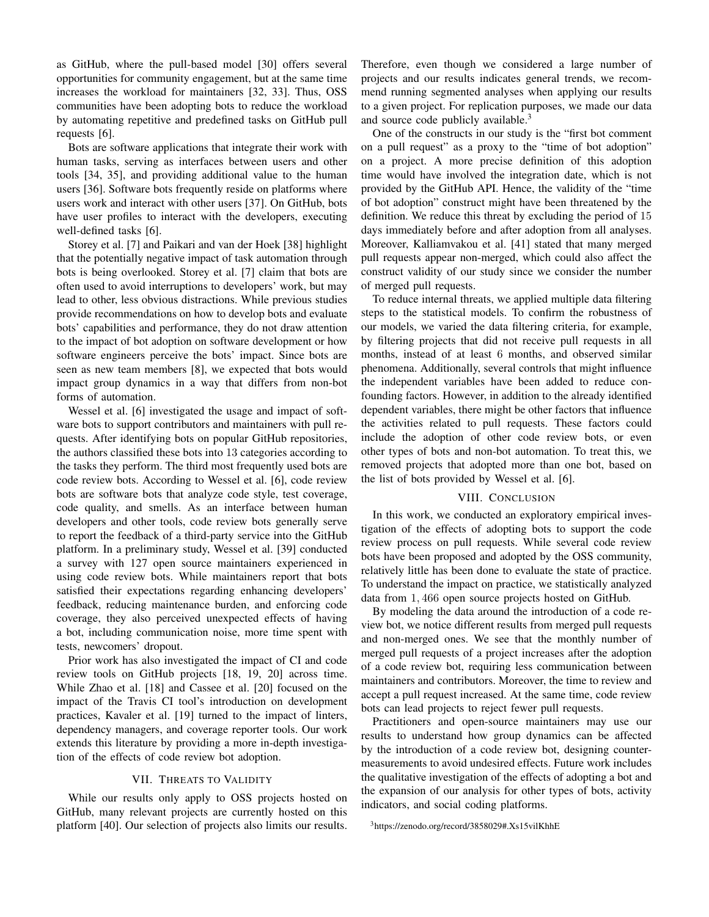as GitHub, where the pull-based model [30] offers several opportunities for community engagement, but at the same time increases the workload for maintainers [32, 33]. Thus, OSS communities have been adopting bots to reduce the workload by automating repetitive and predefined tasks on GitHub pull requests [6].

Bots are software applications that integrate their work with human tasks, serving as interfaces between users and other tools [34, 35], and providing additional value to the human users [36]. Software bots frequently reside on platforms where users work and interact with other users [37]. On GitHub, bots have user profiles to interact with the developers, executing well-defined tasks [6].

Storey et al. [7] and Paikari and van der Hoek [38] highlight that the potentially negative impact of task automation through bots is being overlooked. Storey et al. [7] claim that bots are often used to avoid interruptions to developers' work, but may lead to other, less obvious distractions. While previous studies provide recommendations on how to develop bots and evaluate bots' capabilities and performance, they do not draw attention to the impact of bot adoption on software development or how software engineers perceive the bots' impact. Since bots are seen as new team members [8], we expected that bots would impact group dynamics in a way that differs from non-bot forms of automation.

Wessel et al. [6] investigated the usage and impact of software bots to support contributors and maintainers with pull requests. After identifying bots on popular GitHub repositories, the authors classified these bots into 13 categories according to the tasks they perform. The third most frequently used bots are code review bots. According to Wessel et al. [6], code review bots are software bots that analyze code style, test coverage, code quality, and smells. As an interface between human developers and other tools, code review bots generally serve to report the feedback of a third-party service into the GitHub platform. In a preliminary study, Wessel et al. [39] conducted a survey with 127 open source maintainers experienced in using code review bots. While maintainers report that bots satisfied their expectations regarding enhancing developers' feedback, reducing maintenance burden, and enforcing code coverage, they also perceived unexpected effects of having a bot, including communication noise, more time spent with tests, newcomers' dropout.

Prior work has also investigated the impact of CI and code review tools on GitHub projects [18, 19, 20] across time. While Zhao et al. [18] and Cassee et al. [20] focused on the impact of the Travis CI tool's introduction on development practices, Kavaler et al. [19] turned to the impact of linters, dependency managers, and coverage reporter tools. Our work extends this literature by providing a more in-depth investigation of the effects of code review bot adoption.

## VII. Threats to Validity

While our results only apply to OSS projects hosted on GitHub, many relevant projects are currently hosted on this platform [40]. Our selection of projects also limits our results. Therefore, even though we considered a large number of projects and our results indicates general trends, we recommend running segmented analyses when applying our results to a given project. For replication purposes, we made our data and source code publicly available.[3]

One of the constructs in our study is the "first bot comment on a pull request" as a proxy to the "time of bot adoption" on a project. A more precise definition of this adoption time would have involved the integration date, which is not provided by the GitHub API. Hence, the validity of the "time of bot adoption" construct might have been threatened by the definition. We reduce this threat by excluding the period of 15 days immediately before and after adoption from all analyses. Moreover, Kalliamvakou et al. [41] stated that many merged pull requests appear non-merged, which could also affect the construct validity of our study since we consider the number of merged pull requests.

To reduce internal threats, we applied multiple data filtering steps to the statistical models. To confirm the robustness of our models, we varied the data filtering criteria, for example, by filtering projects that did not receive pull requests in all months, instead of at least 6 months, and observed similar phenomena. Additionally, several controls that might influence the independent variables have been added to reduce confounding factors. However, in addition to the already identified dependent variables, there might be other factors that influence the activities related to pull requests. These factors could include the adoption of other code review bots, or even other types of bots and non-bot automation. To treat this, we removed projects that adopted more than one bot, based on the list of bots provided by Wessel et al. [6].

## VIII. Conclusion

In this work, we conducted an exploratory empirical investigation of the effects of adopting bots to support the code review process on pull requests. While several code review bots have been proposed and adopted by the OSS community, relatively little has been done to evaluate the state of practice. To understand the impact on practice, we statistically analyzed data from 1,466 open source projects hosted on GitHub.

By modeling the data around the introduction of a code review bot, we notice different results from merged pull requests and non-merged ones. We see that the monthly number of merged pull requests of a project increases after the adoption of a code review bot, requiring less communication between maintainers and contributors. Moreover, the time to review and accept a pull request increased. At the same time, code review bots can lead projects to reject fewer pull requests.

Practitioners and open-source maintainers may use our results to understand how group dynamics can be affected by the introduction of a code review bot, designing countermeasurements to avoid undesired effects. Future work includes the qualitative investigation of the effects of adopting a bot and the expansion of our analysis for other types of bots, activity indicators, and social coding platforms.

[3]https://zenodo.org/record/3858029#.Xs15vilKhhE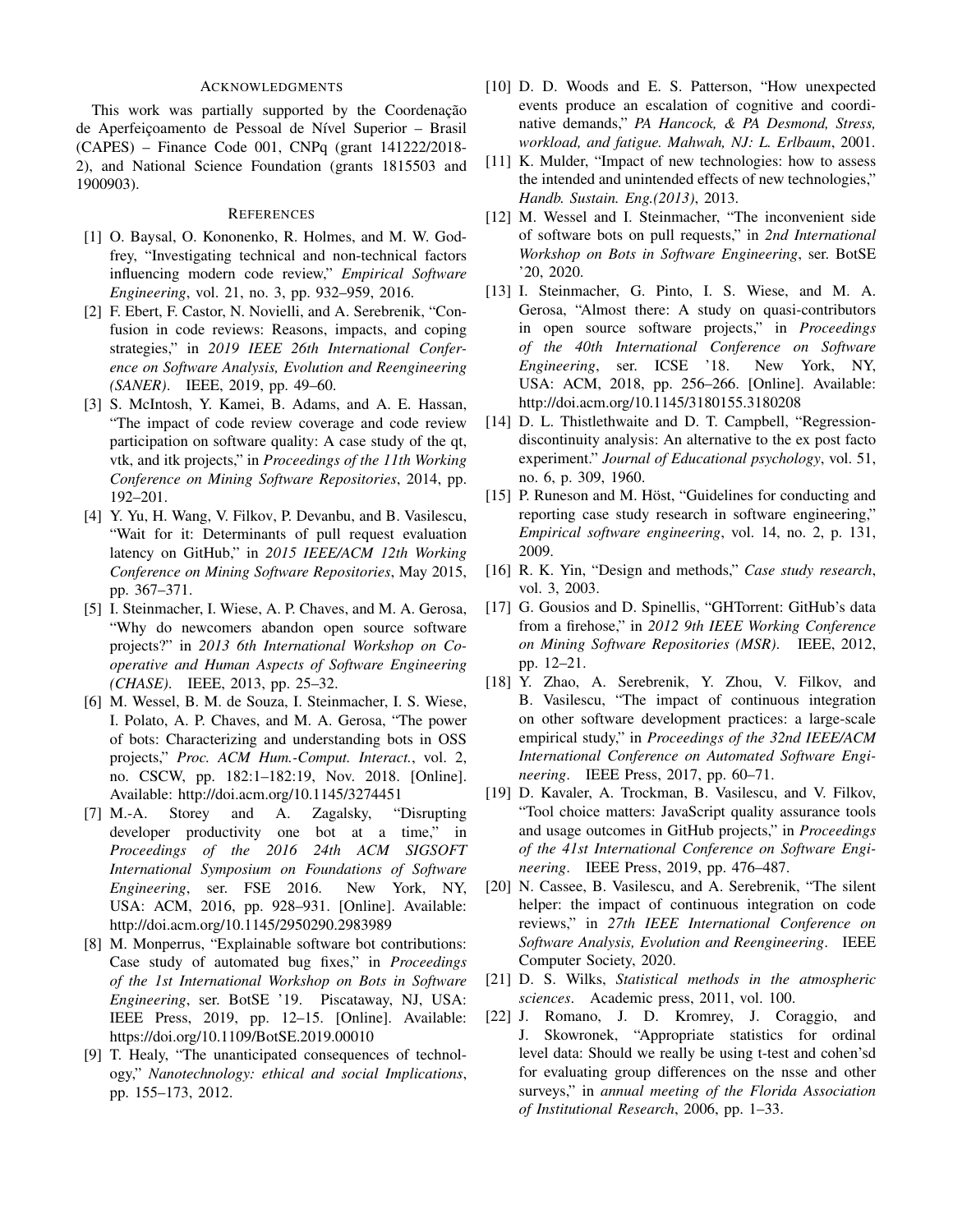## ACKNOWLEDGMENTS

This work was partially supported by the Coordenação de Aperfeiçoamento de Pessoal de Nível Superior – Brasil (CAPES) – Finance Code 001, CNPq (grant 141222/2018-2), and National Science Foundation (grants 1815503 and 1900903).

## REFERENCES

[1] O. Baysal, O. Kononenko, R. Holmes, and M. W. Godfrey, "Investigating technical and non-technical factors influencing modern code review," *Empirical Software Engineering*, vol. 21, no. 3, pp. 932–959, 2016.

[2] F. Ebert, F. Castor, N. Novielli, and A. Serebrenik, "Confusion in code reviews: Reasons, impacts, and coping strategies," in *2019 IEEE 26th International Conference on Software Analysis, Evolution and Reengineering (SANER)*. IEEE, 2019, pp. 49–60.

[3] S. McIntosh, Y. Kamei, B. Adams, and A. E. Hassan, "The impact of code review coverage and code review participation on software quality: A case study of the qt, vtk, and itk projects," in *Proceedings of the 11th Working Conference on Mining Software Repositories*, 2014, pp. 192–201.

[4] Y. Yu, H. Wang, V. Filkov, P. Devanbu, and B. Vasilescu, "Wait for it: Determinants of pull request evaluation latency on GitHub," in *2015 IEEE/ACM 12th Working Conference on Mining Software Repositories*, May 2015, pp. 367–371.

[5] I. Steinmacher, I. Wiese, A. P. Chaves, and M. A. Gerosa, "Why do newcomers abandon open source software projects?" in *2013 6th International Workshop on Cooperative and Human Aspects of Software Engineering (CHASE)*. IEEE, 2013, pp. 25–32.

[6] M. Wessel, B. M. de Souza, I. Steinmacher, I. S. Wiese, I. Polato, A. P. Chaves, and M. A. Gerosa, "The power of bots: Characterizing and understanding bots in OSS projects," *Proc. ACM Hum.-Comput. Interact.*, vol. 2, no. CSCW, pp. 182:1–182:19, Nov. 2018. [Online]. Available: http://doi.acm.org/10.1145/3274451

[7] M.-A. Storey and A. Zagalsky, "Disrupting developer productivity one bot at a time," in *Proceedings of the 2016 24th ACM SIGSOFT International Symposium on Foundations of Software Engineering*, ser. FSE 2016. New York, NY, USA: ACM, 2016, pp. 928–931. [Online]. Available: http://doi.acm.org/10.1145/2950290.2983989

[8] M. Monperrus, "Explainable software bot contributions: Case study of automated bug fixes," in *Proceedings of the 1st International Workshop on Bots in Software Engineering*, ser. BotSE '19. Piscataway, NJ, USA: IEEE Press, 2019, pp. 12–15. [Online]. Available: https://doi.org/10.1109/BotSE.2019.00010

[9] T. Healy, "The unanticipated consequences of technology," *Nanotechnology: ethical and social Implications*, pp. 155–173, 2012.

[10] D. D. Woods and E. S. Patterson, "How unexpected events produce an escalation of cognitive and coordinative demands," *PA Hancock, & PA Desmond, Stress, workload, and fatigue. Mahwah, NJ: L. Erlbaum*, 2001.

[11] K. Mulder, "Impact of new technologies: how to assess the intended and unintended effects of new technologies," *Handb. Sustain. Eng.(2013)*, 2013.

[12] M. Wessel and I. Steinmacher, "The inconvenient side of software bots on pull requests," in *2nd International Workshop on Bots in Software Engineering*, ser. BotSE '20, 2020.

[13] I. Steinmacher, G. Pinto, I. S. Wiese, and M. A. Gerosa, "Almost there: A study on quasi-contributors in open source software projects," in *Proceedings of the 40th International Conference on Software Engineering*, ser. ICSE '18. New York, NY, USA: ACM, 2018, pp. 256–266. [Online]. Available: http://doi.acm.org/10.1145/3180155.3180208

[14] D. L. Thistlethwaite and D. T. Campbell, "Regression-discontinuity analysis: An alternative to the ex post facto experiment." *Journal of Educational psychology*, vol. 51, no. 6, p. 309, 1960.

[15] P. Runeson and M. Höst, "Guidelines for conducting and reporting case study research in software engineering," *Empirical software engineering*, vol. 14, no. 2, p. 131, 2009.

[16] R. K. Yin, "Design and methods," *Case study research*, vol. 3, 2003.

[17] G. Gousios and D. Spinellis, "GHTorrent: GitHub's data from a firehose," in *2012 9th IEEE Working Conference on Mining Software Repositories (MSR)*. IEEE, 2012, pp. 12–21.

[18] Y. Zhao, A. Serebrenik, Y. Zhou, V. Filkov, and B. Vasilescu, "The impact of continuous integration on other software development practices: a large-scale empirical study," in *Proceedings of the 32nd IEEE/ACM International Conference on Automated Software Engineering*. IEEE Press, 2017, pp. 60–71.

[19] D. Kavaler, A. Trockman, B. Vasilescu, and V. Filkov, "Tool choice matters: JavaScript quality assurance tools and usage outcomes in GitHub projects," in *Proceedings of the 41st International Conference on Software Engineering*. IEEE Press, 2019, pp. 476–487.

[20] N. Cassee, B. Vasilescu, and A. Serebrenik, "The silent helper: the impact of continuous integration on code reviews," in *27th IEEE International Conference on Software Analysis, Evolution and Reengineering*. IEEE Computer Society, 2020.

[21] D. S. Wilks, *Statistical methods in the atmospheric sciences*. Academic press, 2011, vol. 100.

[22] J. Romano, J. D. Kromrey, J. Coraggio, and J. Skowronek, "Appropriate statistics for ordinal level data: Should we really be using t-test and cohen'sd for evaluating group differences on the nsse and other surveys," in *annual meeting of the Florida Association of Institutional Research*, 2006, pp. 1–33.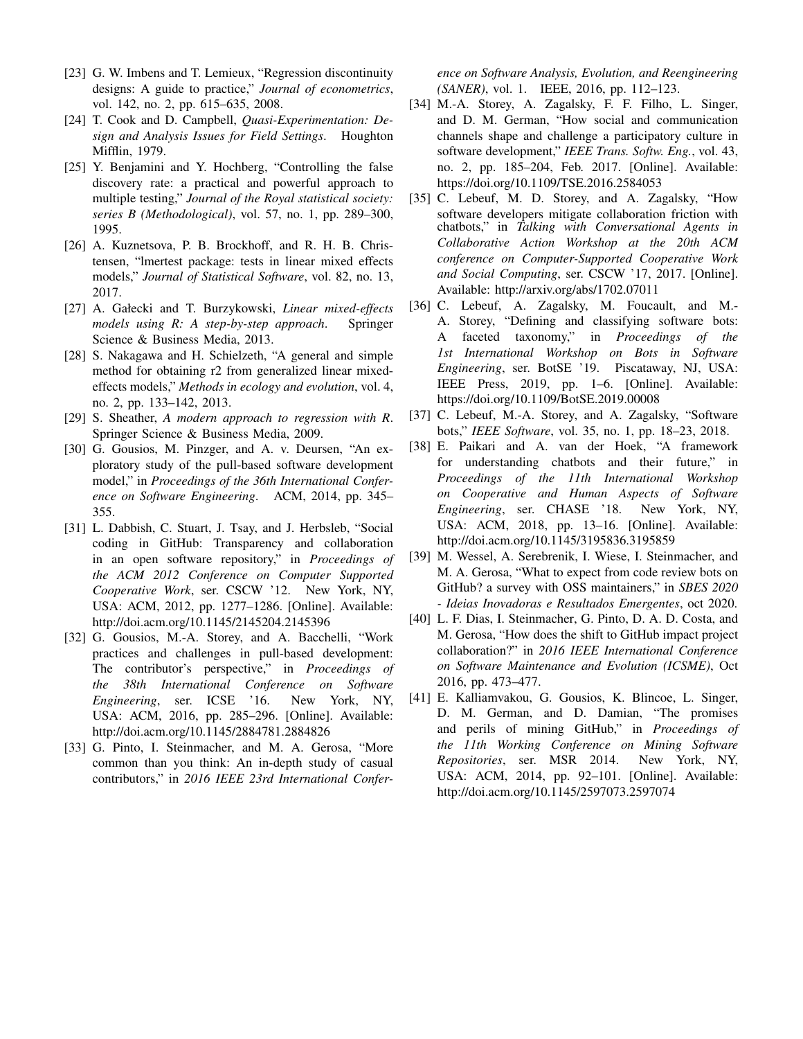[23] G. W. Imbens and T. Lemieux, "Regression discontinuity designs: A guide to practice," *Journal of econometrics*, vol. 142, no. 2, pp. 615–635, 2008.

[24] T. Cook and D. Campbell, *Quasi-Experimentation: Design and Analysis Issues for Field Settings*. Houghton Mifflin, 1979.

[25] Y. Benjamini and Y. Hochberg, "Controlling the false discovery rate: a practical and powerful approach to multiple testing," *Journal of the Royal statistical society: series B (Methodological)*, vol. 57, no. 1, pp. 289–300, 1995.

[26] A. Kuznetsova, P. B. Brockhoff, and R. H. B. Christensen, "lmertest package: tests in linear mixed effects models," *Journal of Statistical Software*, vol. 82, no. 13, 2017.

[27] A. Gałecki and T. Burzykowski, *Linear mixed-effects models using R: A step-by-step approach*. Springer Science & Business Media, 2013.

[28] S. Nakagawa and H. Schielzeth, "A general and simple method for obtaining r2 from generalized linear mixed-effects models," *Methods in ecology and evolution*, vol. 4, no. 2, pp. 133–142, 2013.

[29] S. Sheather, *A modern approach to regression with R*. Springer Science & Business Media, 2009.

[30] G. Gousios, M. Pinzger, and A. v. Deursen, "An exploratory study of the pull-based software development model," in *Proceedings of the 36th International Conference on Software Engineering*. ACM, 2014, pp. 345–355.

[31] L. Dabbish, C. Stuart, J. Tsay, and J. Herbsleb, "Social coding in GitHub: Transparency and collaboration in an open software repository," in *Proceedings of the ACM 2012 Conference on Computer Supported Cooperative Work*, ser. CSCW '12. New York, NY, USA: ACM, 2012, pp. 1277–1286. [Online]. Available: http://doi.acm.org/10.1145/2145204.2145396

[32] G. Gousios, M.-A. Storey, and A. Bacchelli, "Work practices and challenges in pull-based development: The contributor's perspective," in *Proceedings of the 38th International Conference on Software Engineering*, ser. ICSE '16. New York, NY, USA: ACM, 2016, pp. 285–296. [Online]. Available: http://doi.acm.org/10.1145/2884781.2884826

[33] G. Pinto, I. Steinmacher, and M. A. Gerosa, "More common than you think: An in-depth study of casual contributors," in *2016 IEEE 23rd International Conference on Software Analysis, Evolution, and Reengineering (SANER)*, vol. 1. IEEE, 2016, pp. 112–123.

[34] M.-A. Storey, A. Zagalsky, F. F. Filho, L. Singer, and D. M. German, "How social and communication channels shape and challenge a participatory culture in software development," *IEEE Trans. Softw. Eng.*, vol. 43, no. 2, pp. 185–204, Feb. 2017. [Online]. Available: https://doi.org/10.1109/TSE.2016.2584053

[35] C. Lebeuf, M. D. Storey, and A. Zagalsky, "How software developers mitigate collaboration friction with chatbots," in *Talking with Conversational Agents in Collaborative Action Workshop at the 20th ACM conference on Computer-Supported Cooperative Work and Social Computing*, ser. CSCW '17, 2017. [Online]. Available: http://arxiv.org/abs/1702.07011

[36] C. Lebeuf, A. Zagalsky, M. Foucault, and M.-A. Storey, "Defining and classifying software bots: A faceted taxonomy," in *Proceedings of the 1st International Workshop on Bots in Software Engineering*, ser. BotSE '19. Piscataway, NJ, USA: IEEE Press, 2019, pp. 1–6. [Online]. Available: https://doi.org/10.1109/BotSE.2019.00008

[37] C. Lebeuf, M.-A. Storey, and A. Zagalsky, "Software bots," *IEEE Software*, vol. 35, no. 1, pp. 18–23, 2018.

[38] E. Paikari and A. van der Hoek, "A framework for understanding chatbots and their future," in *Proceedings of the 11th International Workshop on Cooperative and Human Aspects of Software Engineering*, ser. CHASE '18. New York, NY, USA: ACM, 2018, pp. 13–16. [Online]. Available: http://doi.acm.org/10.1145/3195836.3195859

[39] M. Wessel, A. Serebrenik, I. Wiese, I. Steinmacher, and M. A. Gerosa, "What to expect from code review bots on GitHub? a survey with OSS maintainers," in *SBES 2020 - Ideias Inovadoras e Resultados Emergentes*, oct 2020.

[40] L. F. Dias, I. Steinmacher, G. Pinto, D. A. D. Costa, and M. Gerosa, "How does the shift to GitHub impact project collaboration?" in *2016 IEEE International Conference on Software Maintenance and Evolution (ICSME)*, Oct 2016, pp. 473–477.

[41] E. Kalliamvakou, G. Gousios, K. Blincoe, L. Singer, D. M. German, and D. Damian, "The promises and perils of mining GitHub," in *Proceedings of the 11th Working Conference on Mining Software Repositories*, ser. MSR 2014. New York, NY, USA: ACM, 2014, pp. 92–101. [Online]. Available: http://doi.acm.org/10.1145/2597073.2597074